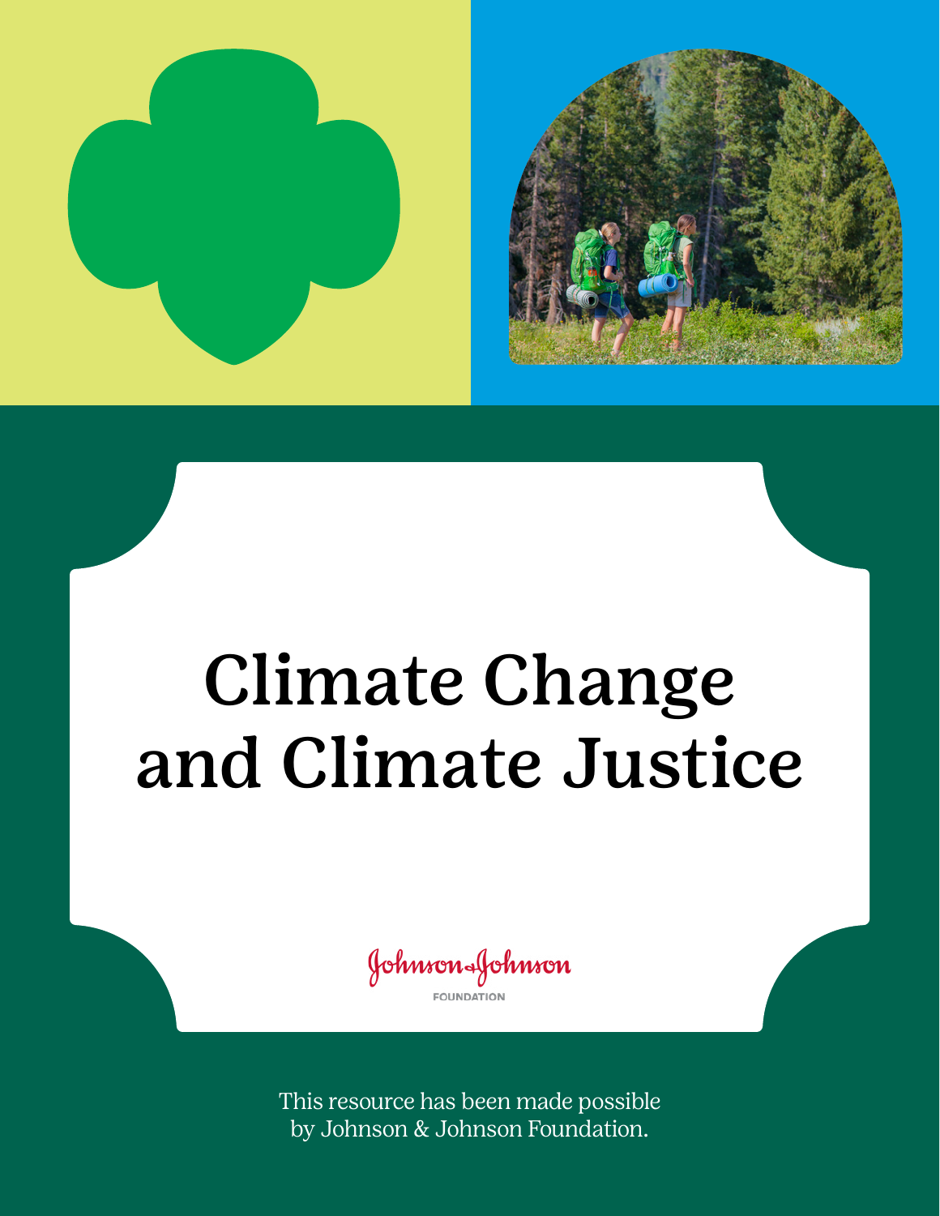# Climate Change and Climate Justice

Johnson & Johnson FOUNDATION

This resource has been made possible by Johnson & Johnson Foundation.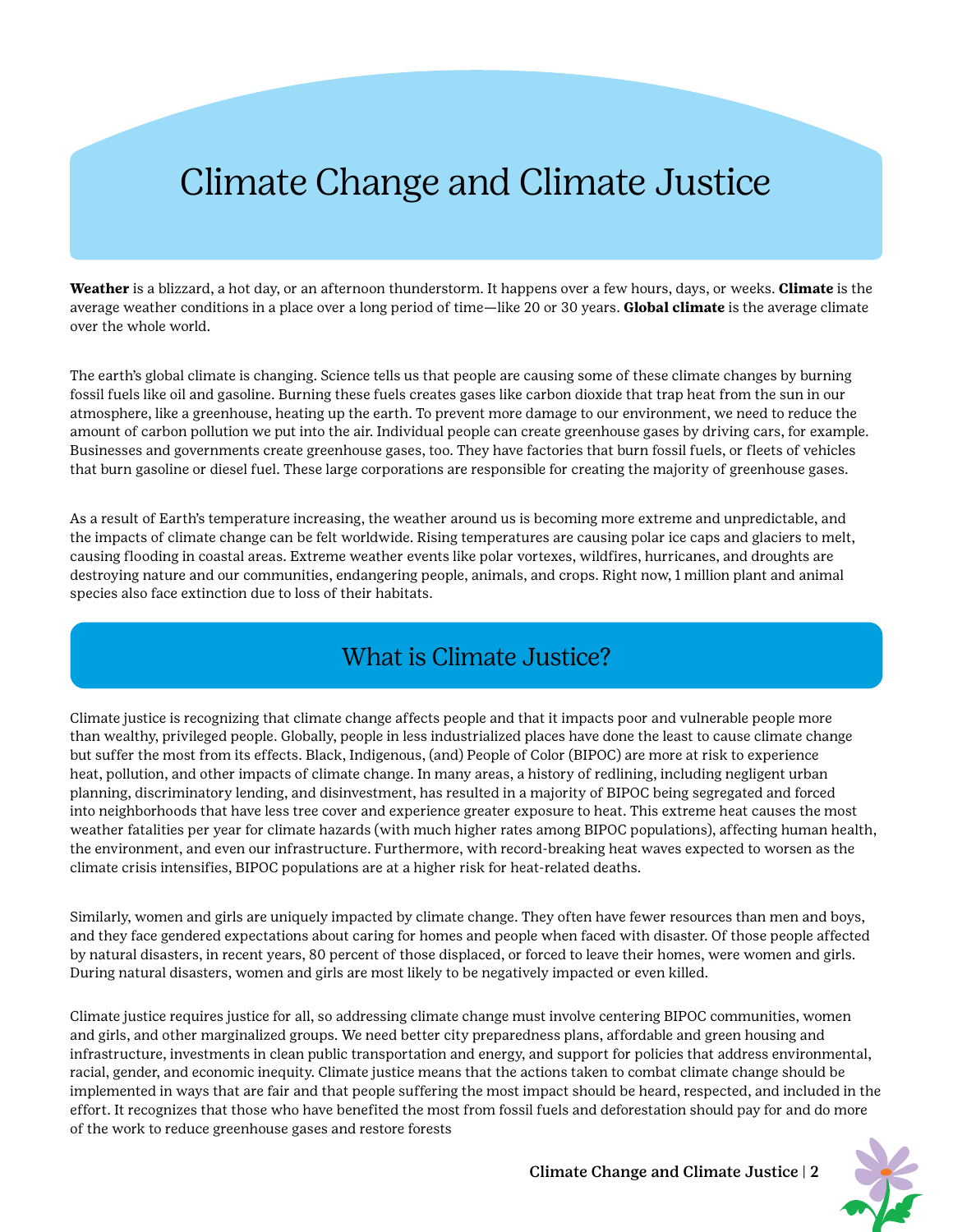# Climate Change and Climate Justice

**Weather** is a blizzard, a hot day, or an afternoon thunderstorm. It happens over a few hours, days, or weeks. **Climate** is the average weather conditions in a place over a long period of time—like 20 or 30 years. **Global climate** is the average climate over the whole world.

The earth's global climate is changing. Science tells us that people are causing some of these climate changes by burning fossil fuels like oil and gasoline. Burning these fuels creates gases like carbon dioxide that trap heat from the sun in our atmosphere, like a greenhouse, heating up the earth. To prevent more damage to our environment, we need to reduce the amount of carbon pollution we put into the air. Individual people can create greenhouse gases by driving cars, for example. Businesses and governments create greenhouse gases, too. They have factories that burn fossil fuels, or fleets of vehicles that burn gasoline or diesel fuel. These large corporations are responsible for creating the majority of greenhouse gases.

As a result of Earth's temperature increasing, the weather around us is becoming more extreme and unpredictable, and the impacts of climate change can be felt worldwide. Rising temperatures are causing polar ice caps and glaciers to melt, causing flooding in coastal areas. Extreme weather events like polar vortexes, wildfires, hurricanes, and droughts are destroying nature and our communities, endangering people, animals, and crops. Right now, 1 million plant and animal species also face extinction due to loss of their habitats.

## What is Climate Justice?

Climate justice is recognizing that climate change affects people and that it impacts poor and vulnerable people more than wealthy, privileged people. Globally, people in less industrialized places have done the least to cause climate change but suffer the most from its effects. Black, Indigenous, (and) People of Color (BIPOC) are more at risk to experience heat, pollution, and other impacts of climate change. In many areas, a history of redlining, including negligent urban planning, discriminatory lending, and disinvestment, has resulted in a majority of BIPOC being segregated and forced into neighborhoods that have less tree cover and experience greater exposure to heat. This extreme heat causes the most weather fatalities per year for climate hazards (with much higher rates among BIPOC populations), affecting human health, the environment, and even our infrastructure. Furthermore, with record-breaking heat waves expected to worsen as the climate crisis intensifies, BIPOC populations are at a higher risk for heat-related deaths.

Similarly, women and girls are uniquely impacted by climate change. They often have fewer resources than men and boys, and they face gendered expectations about caring for homes and people when faced with disaster. Of those people affected by natural disasters, in recent years, 80 percent of those displaced, or forced to leave their homes, were women and girls. During natural disasters, women and girls are most likely to be negatively impacted or even killed.

Climate justice requires justice for all, so addressing climate change must involve centering BIPOC communities, women and girls, and other marginalized groups. We need better city preparedness plans, affordable and green housing and infrastructure, investments in clean public transportation and energy, and support for policies that address environmental, racial, gender, and economic inequity. Climate justice means that the actions taken to combat climate change should be implemented in ways that are fair and that people suffering the most impact should be heard, respected, and included in the effort. It recognizes that those who have benefited the most from fossil fuels and deforestation should pay for and do more of the work to reduce greenhouse gases and restore forests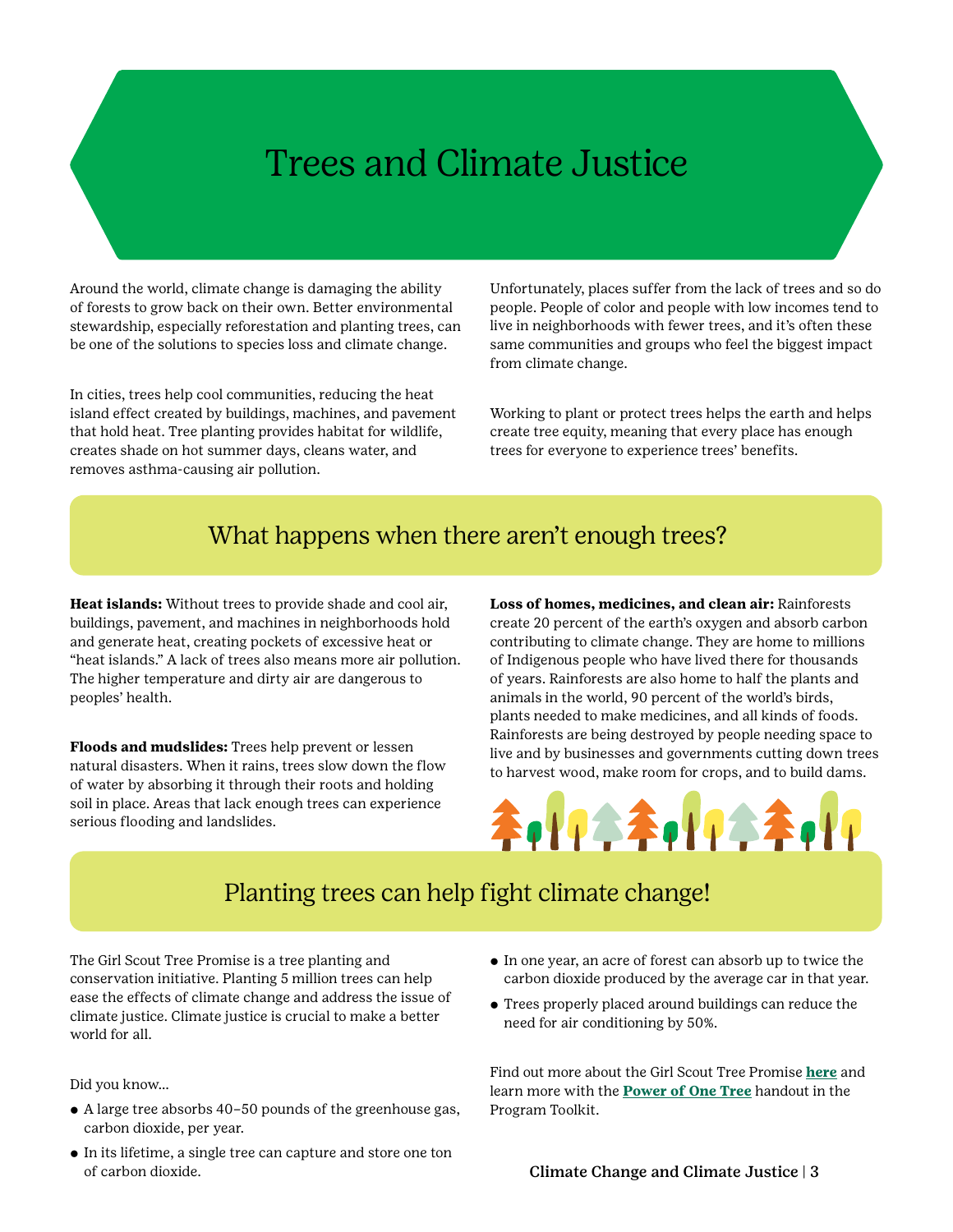# Trees and Climate Justice

Around the world, climate change is damaging the ability of forests to grow back on their own. Better environmental stewardship, especially reforestation and planting trees, can be one of the solutions to species loss and climate change.

In cities, trees help cool communities, reducing the heat island effect created by buildings, machines, and pavement that hold heat. Tree planting provides habitat for wildlife, creates shade on hot summer days, cleans water, and removes asthma-causing air pollution.

Unfortunately, places suffer from the lack of trees and so do people. People of color and people with low incomes tend to live in neighborhoods with fewer trees, and it's often these same communities and groups who feel the biggest impact from climate change.

Working to plant or protect trees helps the earth and helps create tree equity, meaning that every place has enough trees for everyone to experience trees' benefits.

## What happens when there aren't enough trees?

**Heat islands:** Without trees to provide shade and cool air, buildings, pavement, and machines in neighborhoods hold and generate heat, creating pockets of excessive heat or "heat islands." A lack of trees also means more air pollution. The higher temperature and dirty air are dangerous to peoples' health.

**Floods and mudslides:** Trees help prevent or lessen natural disasters. When it rains, trees slow down the flow of water by absorbing it through their roots and holding soil in place. Areas that lack enough trees can experience serious flooding and landslides.

**Loss of homes, medicines, and clean air:** Rainforests create 20 percent of the earth's oxygen and absorb carbon contributing to climate change. They are home to millions of Indigenous people who have lived there for thousands of years. Rainforests are also home to half the plants and animals in the world, 90 percent of the world's birds, plants needed to make medicines, and all kinds of foods. Rainforests are being destroyed by people needing space to live and by businesses and governments cutting down trees to harvest wood, make room for crops, and to build dams.

## Planting trees can help fight climate change!

The Girl Scout Tree Promise is a tree planting and conservation initiative. Planting 5 million trees can help ease the effects of climate change and address the issue of climate justice. Climate justice is crucial to make a better world for all.

Did you know...

- A large tree absorbs 40–50 pounds of the greenhouse gas, carbon dioxide, per year.
- In its lifetime, a single tree can capture and store one ton of carbon dioxide.
- In one year, an acre of forest can absorb up to twice the carbon dioxide produced by the average car in that year.
- Trees properly placed around buildings can reduce the need for air conditioning by 50%.

Find out more about the Girl Scout Tree Promise **here** and learn more with the **Power of One Tree** handout in the Program Toolkit.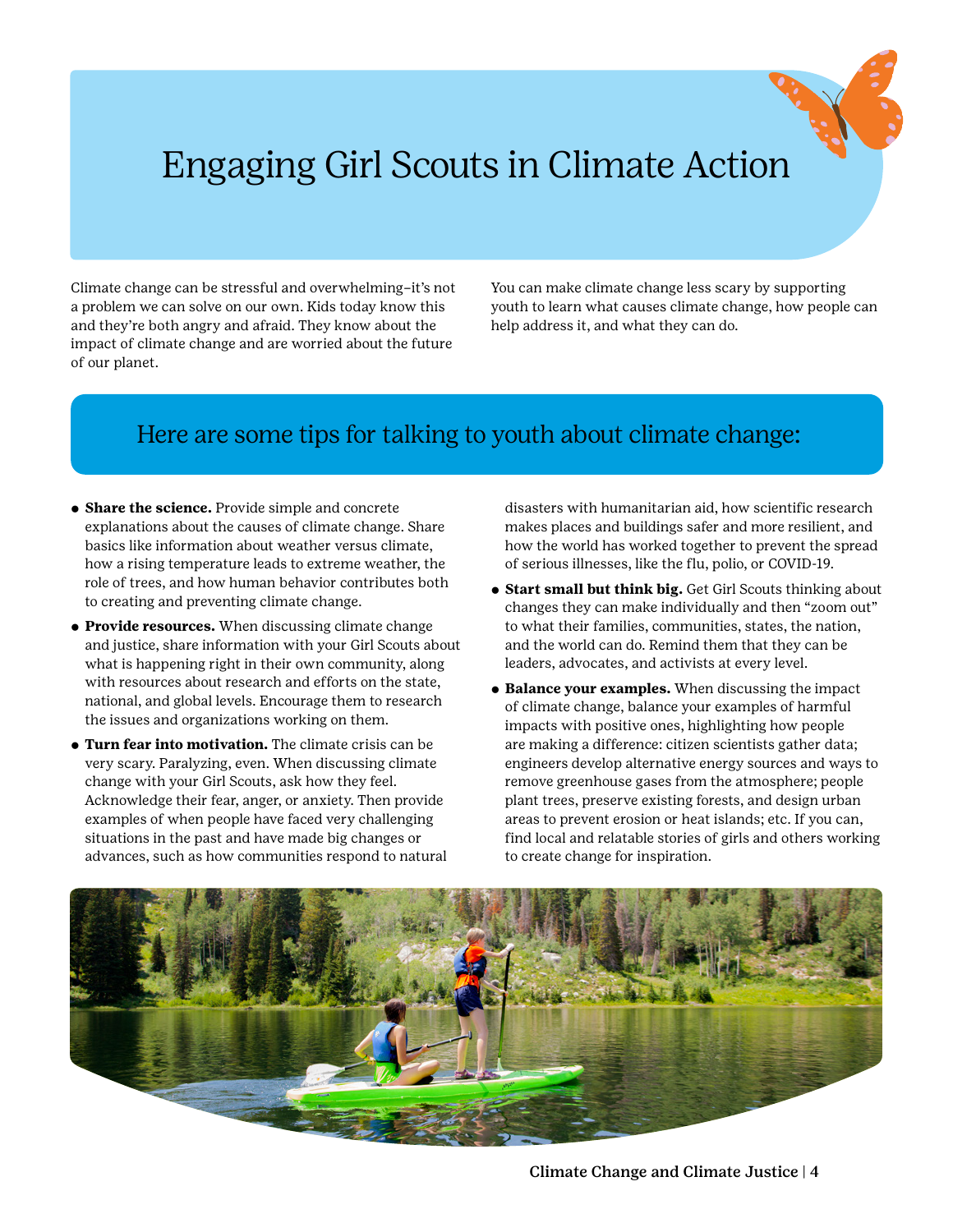# Engaging Girl Scouts in Climate Action

Climate change can be stressful and overwhelming–it's not a problem we can solve on our own. Kids today know this and they're both angry and afraid. They know about the impact of climate change and are worried about the future of our planet.

You can make climate change less scary by supporting youth to learn what causes climate change, how people can help address it, and what they can do.

## Here are some tips for talking to youth about climate change:

- **Share the science.** Provide simple and concrete explanations about the causes of climate change. Share basics like information about weather versus climate, how a rising temperature leads to extreme weather, the role of trees, and how human behavior contributes both to creating and preventing climate change.
- **Provide resources.** When discussing climate change and justice, share information with your Girl Scouts about what is happening right in their own community, along with resources about research and efforts on the state, national, and global levels. Encourage them to research the issues and organizations working on them.
- **Turn fear into motivation.** The climate crisis can be very scary. Paralyzing, even. When discussing climate change with your Girl Scouts, ask how they feel. Acknowledge their fear, anger, or anxiety. Then provide examples of when people have faced very challenging situations in the past and have made big changes or advances, such as how communities respond to natural disasters with humanitarian aid, how scientific research makes places and buildings safer and more resilient, and how the world has worked together to prevent the spread of serious illnesses, like the flu, polio, or COVID-19.
- **Start small but think big.** Get Girl Scouts thinking about changes they can make individually and then "zoom out" to what their families, communities, states, the nation, and the world can do. Remind them that they can be leaders, advocates, and activists at every level.
- **Balance your examples.** When discussing the impact of climate change, balance your examples of harmful impacts with positive ones, highlighting how people are making a difference: citizen scientists gather data; engineers develop alternative energy sources and ways to remove greenhouse gases from the atmosphere; people plant trees, preserve existing forests, and design urban areas to prevent erosion or heat islands; etc. If you can, find local and relatable stories of girls and others working to create change for inspiration.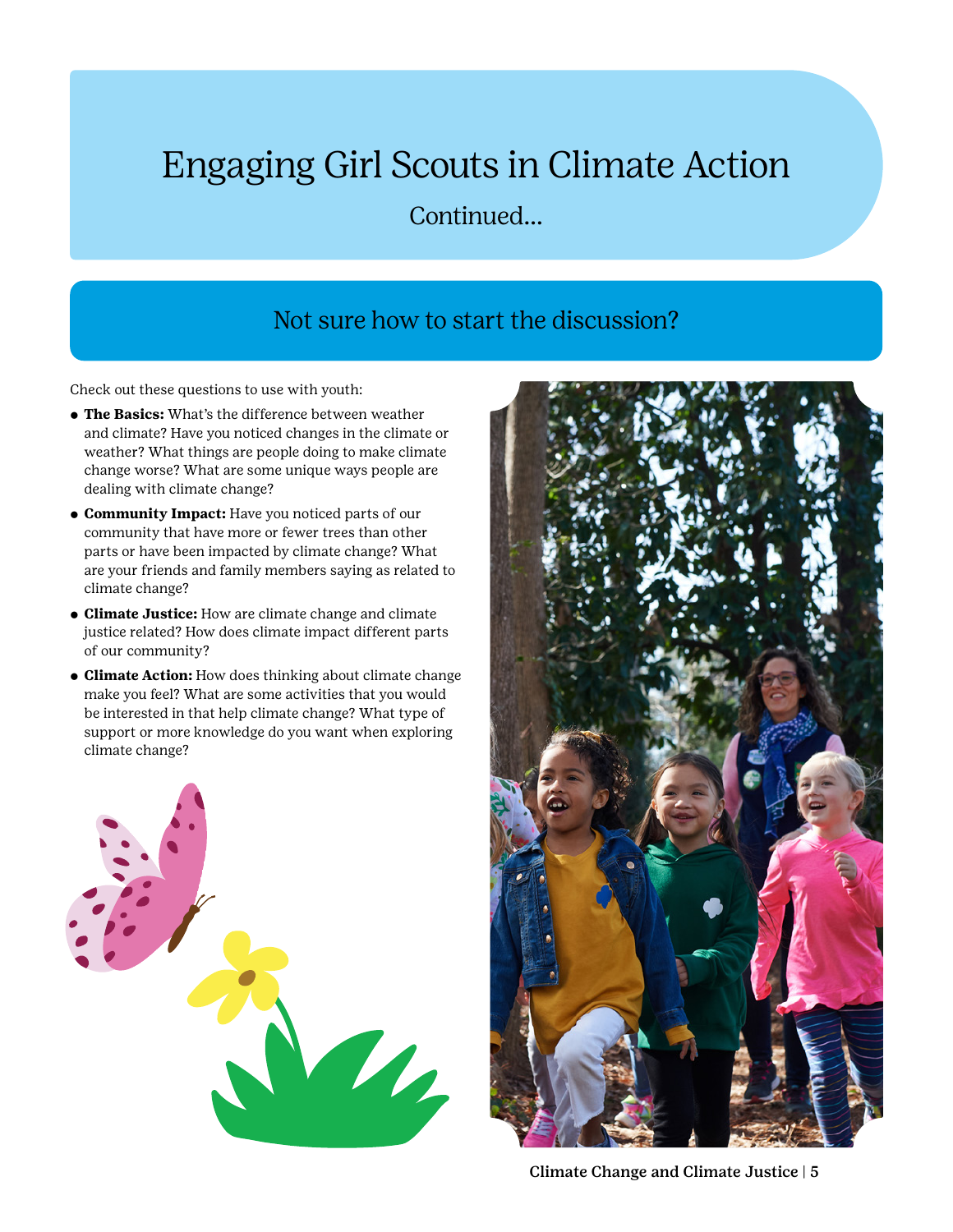# Engaging Girl Scouts in Climate Action

Continued...

## Not sure how to start the discussion?

Check out these questions to use with youth:

- **The Basics:** What's the difference between weather and climate? Have you noticed changes in the climate or weather? What things are people doing to make climate change worse? What are some unique ways people are dealing with climate change?
- **Community Impact:** Have you noticed parts of our community that have more or fewer trees than other parts or have been impacted by climate change? What are your friends and family members saying as related to climate change?
- **Climate Justice:** How are climate change and climate justice related? How does climate impact different parts of our community?
- **Climate Action:** How does thinking about climate change make you feel? What are some activities that you would be interested in that help climate change? What type of support or more knowledge do you want when exploring climate change?